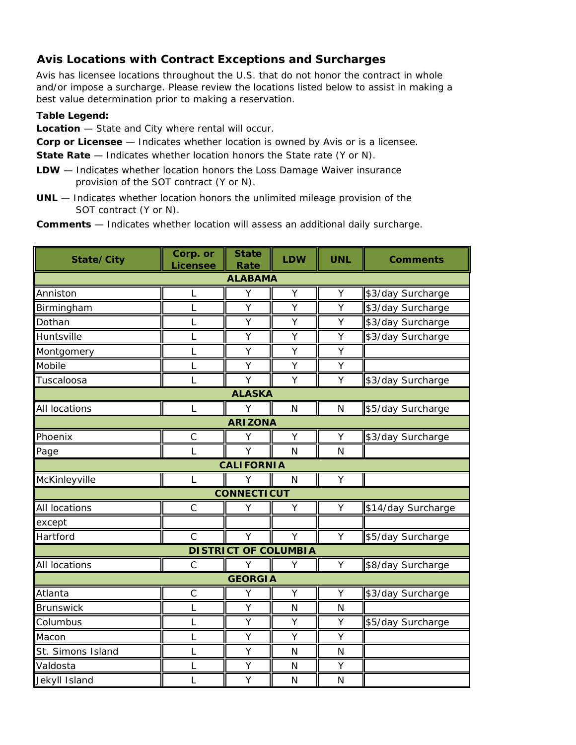## Avis Locations with Contract Exceptions and Surcharges

Avis has licensee locations throughout the U.S. that do not honor the contract in whole and/or impose a surcharge. Please review the locations listed below to assist in making a best value determination prior to making a reservation.

**Table Legend:**

**Location** — State and City where rental will occur.

**Corp or Licensee** — Indicates whether location is owned by Avis or is a licensee.

**State Rate** — Indicates whether location honors the State rate (Y or N).

**LDW** — Indicates whether location honors the Loss Damage Waiver insurance provision of the SOT contract (Y or N).

**UNL** — Indicates whether location honors the unlimited mileage provision of the SOT contract (Y or N).

**Comments** — Indicates whether location will assess an additional daily surcharge.

| State/City | Corp. or Licensee | State Rate | LDW | UNL | Comments |
|---|---|---|---|---|---|
| **ALABAMA** | | | | | |
| Anniston | L | Y | Y | Y | $3/day Surcharge |
| Birmingham | L | Y | Y | Y | $3/day Surcharge |
| Dothan | L | Y | Y | Y | $3/day Surcharge |
| Huntsville | L | Y | Y | Y | $3/day Surcharge |
| Montgomery | L | Y | Y | Y | |
| Mobile | L | Y | Y | Y | |
| Tuscaloosa | L | Y | Y | Y | $3/day Surcharge |
| **ALASKA** | | | | | |
| All locations | L | Y | N | N | $5/day Surcharge |
| **ARIZONA** | | | | | |
| Phoenix | C | Y | Y | Y | $3/day Surcharge |
| Page | L | Y | N | N | |
| **CALIFORNIA** | | | | | |
| McKinleyville | L | Y | N | Y | |
| **CONNECTICUT** | | | | | |
| All locations | C | Y | Y | Y | $14/day Surcharge |
| except | | | | | |
| Hartford | C | Y | Y | Y | $5/day Surcharge |
| **DISTRICT OF COLUMBIA** | | | | | |
| All locations | C | Y | Y | Y | $8/day Surcharge |
| **GEORGIA** | | | | | |
| Atlanta | C | Y | Y | Y | $3/day Surcharge |
| Brunswick | L | Y | N | N | |
| Columbus | L | Y | Y | Y | $5/day Surcharge |
| Macon | L | Y | Y | Y | |
| St. Simons Island | L | Y | N | N | |
| Valdosta | L | Y | N | Y | |
| Jekyll Island | L | Y | N | N | |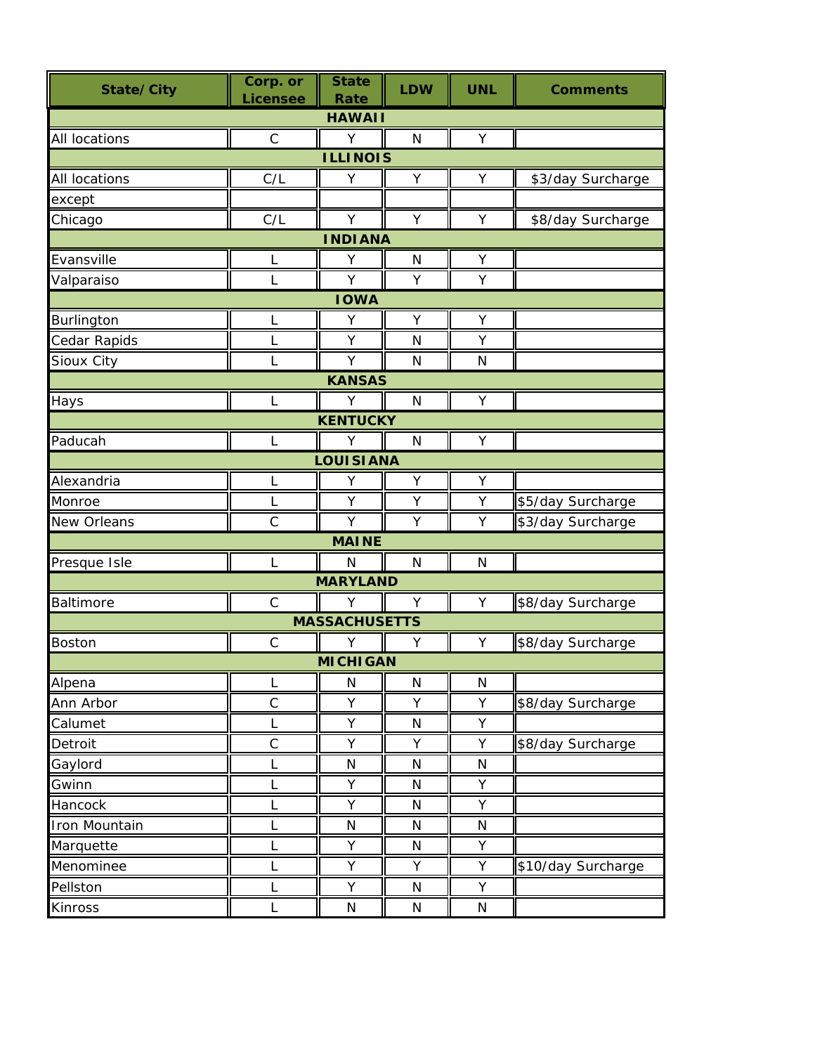| State/City | Corp. or Licensee | State Rate | LDW | UNL | Comments |
|---|---|---|---|---|---|
| **HAWAII** | | | | | |
| All locations | C | Y | N | Y | |
| **ILLINOIS** | | | | | |
| All locations | C/L | Y | Y | Y | $3/day Surcharge |
| except | | | | | |
| Chicago | C/L | Y | Y | Y | $8/day Surcharge |
| **INDIANA** | | | | | |
| Evansville | L | Y | N | Y | |
| Valparaiso | L | Y | Y | Y | |
| **IOWA** | | | | | |
| Burlington | L | Y | Y | Y | |
| Cedar Rapids | L | Y | N | Y | |
| Sioux City | L | Y | N | N | |
| **KANSAS** | | | | | |
| Hays | L | Y | N | Y | |
| **KENTUCKY** | | | | | |
| Paducah | L | Y | N | Y | |
| **LOUISIANA** | | | | | |
| Alexandria | L | Y | Y | Y | |
| Monroe | L | Y | Y | Y | $5/day Surcharge |
| New Orleans | C | Y | Y | Y | $3/day Surcharge |
| **MAINE** | | | | | |
| Presque Isle | L | N | N | N | |
| **MARYLAND** | | | | | |
| Baltimore | C | Y | Y | Y | $8/day Surcharge |
| **MASSACHUSETTS** | | | | | |
| Boston | C | Y | Y | Y | $8/day Surcharge |
| **MICHIGAN** | | | | | |
| Alpena | L | N | N | N | |
| Ann Arbor | C | Y | Y | Y | $8/day Surcharge |
| Calumet | L | Y | N | Y | |
| Detroit | C | Y | Y | Y | $8/day Surcharge |
| Gaylord | L | N | N | N | |
| Gwinn | L | Y | N | Y | |
| Hancock | L | Y | N | Y | |
| Iron Mountain | L | N | N | N | |
| Marquette | L | Y | N | Y | |
| Menominee | L | Y | Y | Y | $10/day Surcharge |
| Pellston | L | Y | N | Y | |
| Kinross | L | N | N | N | |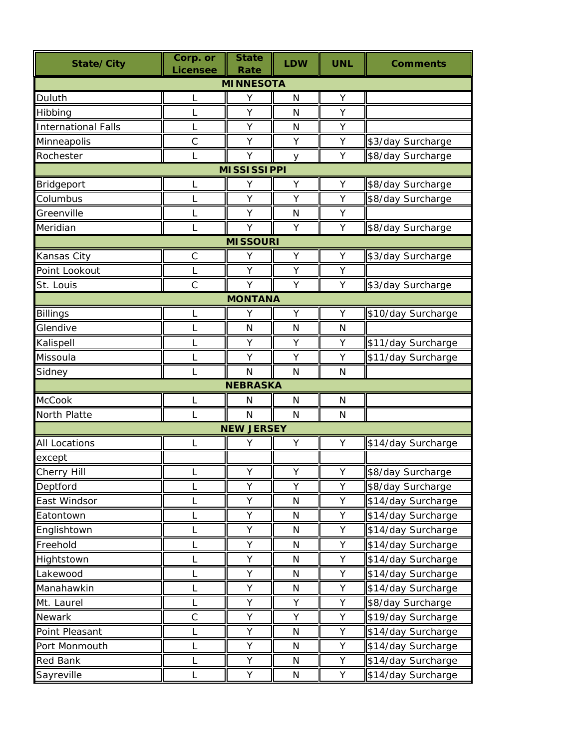| State/City | Corp. or Licensee | State Rate | LDW | UNL | Comments |
|---|---|---|---|---|---|
| **MINNESOTA** | | | | | |
| Duluth | L | Y | N | Y | |
| Hibbing | L | Y | N | Y | |
| International Falls | L | Y | N | Y | |
| Minneapolis | C | Y | Y | Y | $3/day Surcharge |
| Rochester | L | Y | y | Y | $8/day Surcharge |
| **MISSISSIPPI** | | | | | |
| Bridgeport | L | Y | Y | Y | $8/day Surcharge |
| Columbus | L | Y | Y | Y | $8/day Surcharge |
| Greenville | L | Y | N | Y | |
| Meridian | L | Y | Y | Y | $8/day Surcharge |
| **MISSOURI** | | | | | |
| Kansas City | C | Y | Y | Y | $3/day Surcharge |
| Point Lookout | L | Y | Y | Y | |
| St. Louis | C | Y | Y | Y | $3/day Surcharge |
| **MONTANA** | | | | | |
| Billings | L | Y | Y | Y | $10/day Surcharge |
| Glendive | L | N | N | N | |
| Kalispell | L | Y | Y | Y | $11/day Surcharge |
| Missoula | L | Y | Y | Y | $11/day Surcharge |
| Sidney | L | N | N | N | |
| **NEBRASKA** | | | | | |
| McCook | L | N | N | N | |
| North Platte | L | N | N | N | |
| **NEW JERSEY** | | | | | |
| All Locations | L | Y | Y | Y | $14/day Surcharge |
| except | | | | | |
| Cherry Hill | L | Y | Y | Y | $8/day Surcharge |
| Deptford | L | Y | Y | Y | $8/day Surcharge |
| East Windsor | L | Y | N | Y | $14/day Surcharge |
| Eatontown | L | Y | N | Y | $14/day Surcharge |
| Englishtown | L | Y | N | Y | $14/day Surcharge |
| Freehold | L | Y | N | Y | $14/day Surcharge |
| Hightstown | L | Y | N | Y | $14/day Surcharge |
| Lakewood | L | Y | N | Y | $14/day Surcharge |
| Manahawkin | L | Y | N | Y | $14/day Surcharge |
| Mt. Laurel | L | Y | Y | Y | $8/day Surcharge |
| Newark | C | Y | Y | Y | $19/day Surcharge |
| Point Pleasant | L | Y | N | Y | $14/day Surcharge |
| Port Monmouth | L | Y | N | Y | $14/day Surcharge |
| Red Bank | L | Y | N | Y | $14/day Surcharge |
| Sayreville | L | Y | N | Y | $14/day Surcharge |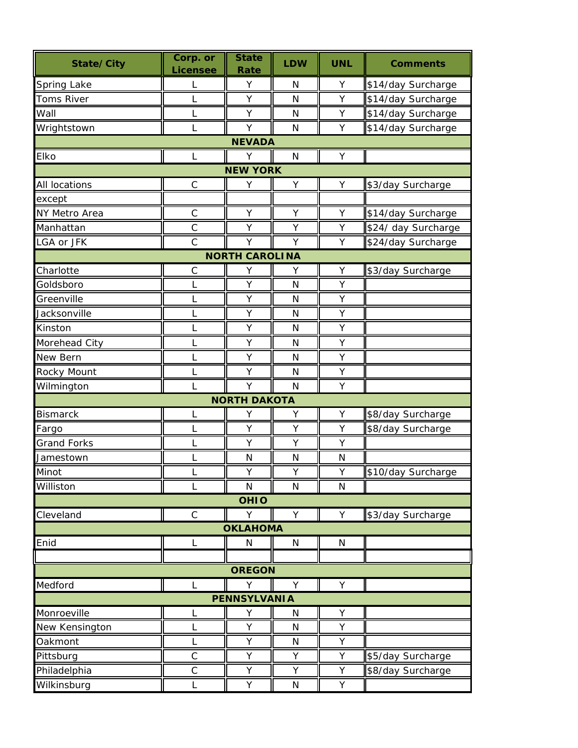| State/City | Corp. or Licensee | State Rate | LDW | UNL | Comments |
|---|---|---|---|---|---|
| Spring Lake | L | Y | N | Y | $14/day Surcharge |
| Toms River | L | Y | N | Y | $14/day Surcharge |
| Wall | L | Y | N | Y | $14/day Surcharge |
| Wrightstown | L | Y | N | Y | $14/day Surcharge |
| **NEVADA** | | | | | |
| Elko | L | Y | N | Y | |
| **NEW YORK** | | | | | |
| All locations | C | Y | Y | Y | $3/day Surcharge |
| except | | | | | |
| NY Metro Area | C | Y | Y | Y | $14/day Surcharge |
| Manhattan | C | Y | Y | Y | $24/ day Surcharge |
| LGA or JFK | C | Y | Y | Y | $24/day Surcharge |
| **NORTH CAROLINA** | | | | | |
| Charlotte | C | Y | Y | Y | $3/day Surcharge |
| Goldsboro | L | Y | N | Y | |
| Greenville | L | Y | N | Y | |
| Jacksonville | L | Y | N | Y | |
| Kinston | L | Y | N | Y | |
| Morehead City | L | Y | N | Y | |
| New Bern | L | Y | N | Y | |
| Rocky Mount | L | Y | N | Y | |
| Wilmington | L | Y | N | Y | |
| **NORTH DAKOTA** | | | | | |
| Bismarck | L | Y | Y | Y | $8/day Surcharge |
| Fargo | L | Y | Y | Y | $8/day Surcharge |
| Grand Forks | L | Y | Y | Y | |
| Jamestown | L | N | N | N | |
| Minot | L | Y | Y | Y | $10/day Surcharge |
| Williston | L | N | N | N | |
| **OHIO** | | | | | |
| Cleveland | C | Y | Y | Y | $3/day Surcharge |
| **OKLAHOMA** | | | | | |
| Enid | L | N | N | N | |
| | | | | | |
| **OREGON** | | | | | |
| Medford | L | Y | Y | Y | |
| **PENNSYLVANIA** | | | | | |
| Monroeville | L | Y | N | Y | |
| New Kensington | L | Y | N | Y | |
| Oakmont | L | Y | N | Y | |
| Pittsburg | C | Y | Y | Y | $5/day Surcharge |
| Philadelphia | C | Y | Y | Y | $8/day Surcharge |
| Wilkinsburg | L | Y | N | Y | |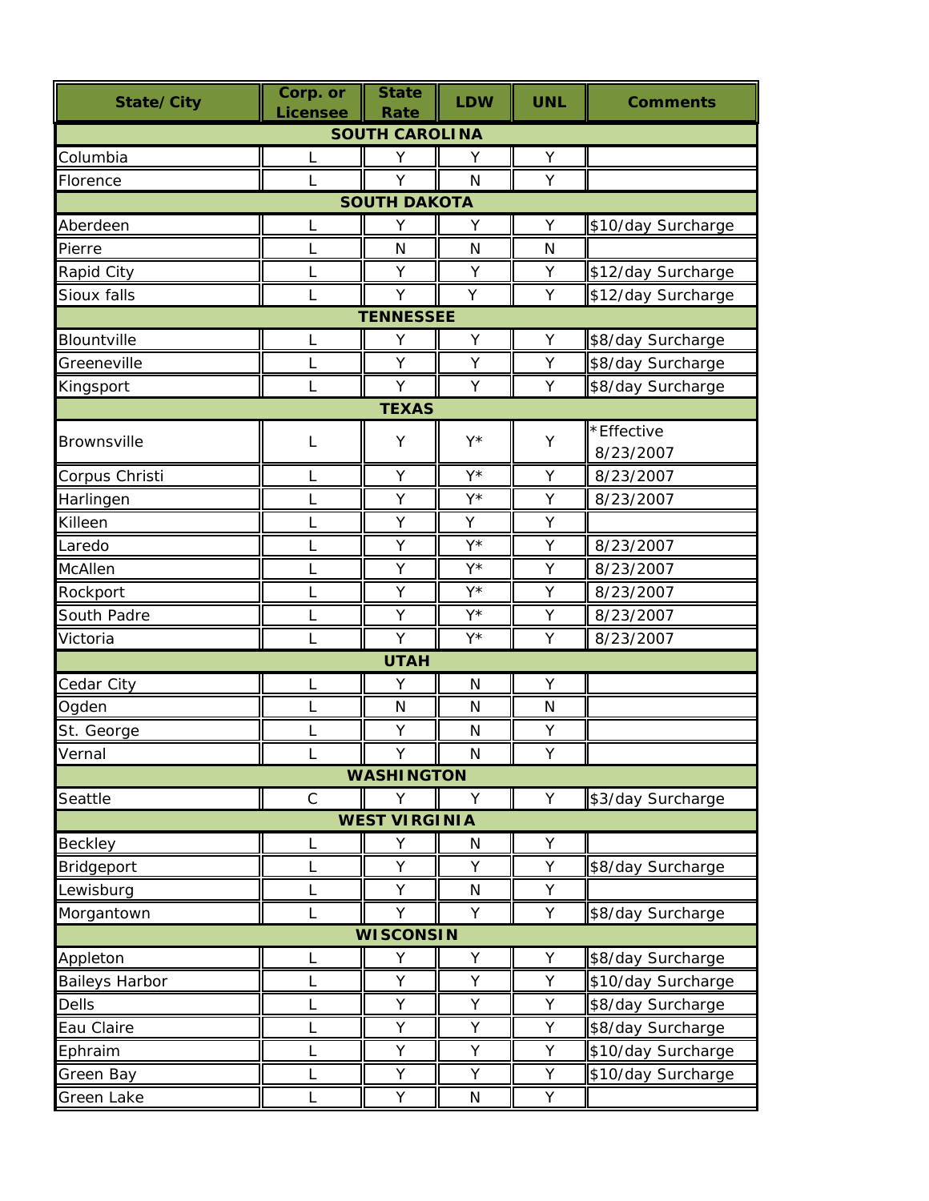| State/City | Corp. or Licensee | State Rate | LDW | UNL | Comments |
|---|---|---|---|---|---|
| **SOUTH CAROLINA** | | | | | |
| Columbia | L | Y | Y | Y | |
| Florence | L | Y | N | Y | |
| **SOUTH DAKOTA** | | | | | |
| Aberdeen | L | Y | Y | Y | $10/day Surcharge |
| Pierre | L | N | N | N | |
| Rapid City | L | Y | Y | Y | $12/day Surcharge |
| Sioux falls | L | Y | Y | Y | $12/day Surcharge |
| **TENNESSEE** | | | | | |
| Blountville | L | Y | Y | Y | $8/day Surcharge |
| Greeneville | L | Y | Y | Y | $8/day Surcharge |
| Kingsport | L | Y | Y | Y | $8/day Surcharge |
| **TEXAS** | | | | | |
| Brownsville | L | Y | Y* | Y | *Effective 8/23/2007 |
| Corpus Christi | L | Y | Y* | Y | 8/23/2007 |
| Harlingen | L | Y | Y* | Y | 8/23/2007 |
| Killeen | L | Y | Y | Y | |
| Laredo | L | Y | Y* | Y | 8/23/2007 |
| McAllen | L | Y | Y* | Y | 8/23/2007 |
| Rockport | L | Y | Y* | Y | 8/23/2007 |
| South Padre | L | Y | Y* | Y | 8/23/2007 |
| Victoria | L | Y | Y* | Y | 8/23/2007 |
| **UTAH** | | | | | |
| Cedar City | L | Y | N | Y | |
| Ogden | L | N | N | N | |
| St. George | L | Y | N | Y | |
| Vernal | L | Y | N | Y | |
| **WASHINGTON** | | | | | |
| Seattle | C | Y | Y | Y | $3/day Surcharge |
| **WEST VIRGINIA** | | | | | |
| Beckley | L | Y | N | Y | |
| Bridgeport | L | Y | Y | Y | $8/day Surcharge |
| Lewisburg | L | Y | N | Y | |
| Morgantown | L | Y | Y | Y | $8/day Surcharge |
| **WISCONSIN** | | | | | |
| Appleton | L | Y | Y | Y | $8/day Surcharge |
| Baileys Harbor | L | Y | Y | Y | $10/day Surcharge |
| Dells | L | Y | Y | Y | $8/day Surcharge |
| Eau Claire | L | Y | Y | Y | $8/day Surcharge |
| Ephraim | L | Y | Y | Y | $10/day Surcharge |
| Green Bay | L | Y | Y | Y | $10/day Surcharge |
| Green Lake | L | Y | N | Y | |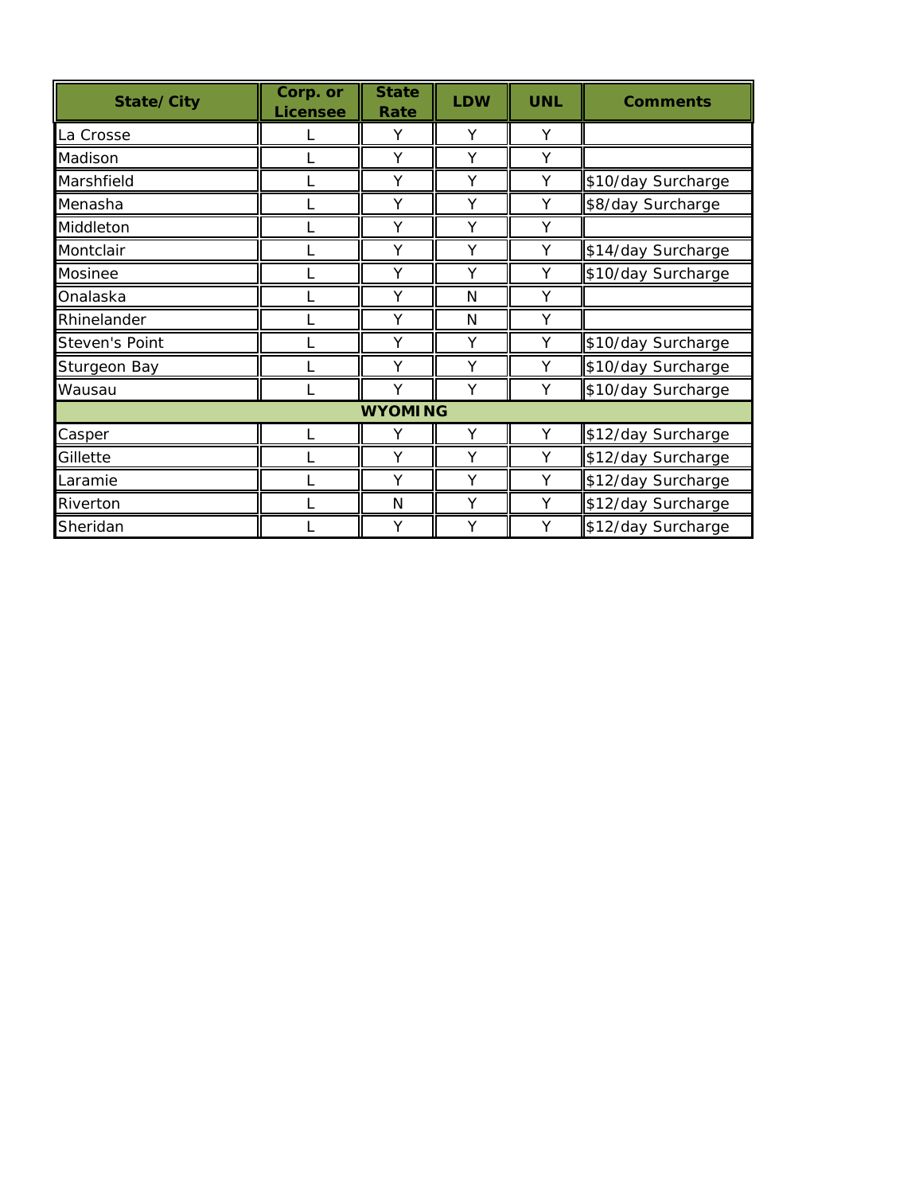| State/City | Corp. or Licensee | State Rate | LDW | UNL | Comments |
|---|---|---|---|---|---|
| La Crosse | L | Y | Y | Y | |
| Madison | L | Y | Y | Y | |
| Marshfield | L | Y | Y | Y | $10/day Surcharge |
| Menasha | L | Y | Y | Y | $8/day Surcharge |
| Middleton | L | Y | Y | Y | |
| Montclair | L | Y | Y | Y | $14/day Surcharge |
| Mosinee | L | Y | Y | Y | $10/day Surcharge |
| Onalaska | L | Y | N | Y | |
| Rhinelander | L | Y | N | Y | |
| Steven's Point | L | Y | Y | Y | $10/day Surcharge |
| Sturgeon Bay | L | Y | Y | Y | $10/day Surcharge |
| Wausau | L | Y | Y | Y | $10/day Surcharge |
| **WYOMING** | | | | | |
| Casper | L | Y | Y | Y | $12/day Surcharge |
| Gillette | L | Y | Y | Y | $12/day Surcharge |
| Laramie | L | Y | Y | Y | $12/day Surcharge |
| Riverton | L | N | Y | Y | $12/day Surcharge |
| Sheridan | L | Y | Y | Y | $12/day Surcharge |